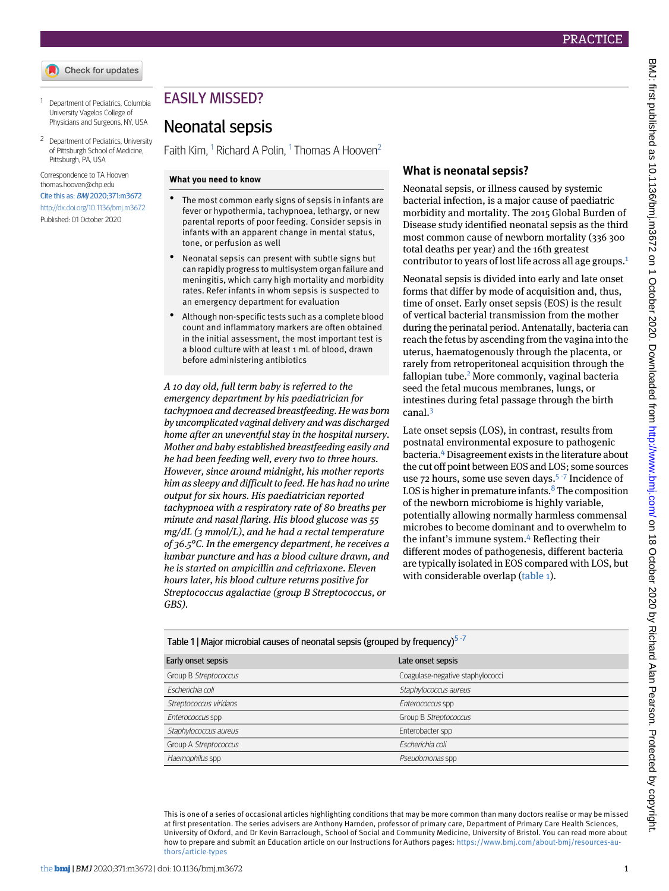PRACTICE

## EASILY MISSED?

# Neonatal sepsis

Faith Kim,[1] Richard A Polin,[1] Thomas A Hooven[2]

[1] Department of Pediatrics, Columbia University Vagelos College of Physicians and Surgeons, NY, USA

[2] Department of Pediatrics, University of Pittsburgh School of Medicine, Pittsburgh, PA, USA

Correspondence to TA Hooven thomas.hooven@chp.edu

Cite this as: *BMJ* 2020;371:m3672

http://dx.doi.org/10.1136/bmj.m3672

Published: 01 October 2020

### What you need to know

- The most common early signs of sepsis in infants are fever or hypothermia, tachypnoea, lethargy, or new parental reports of poor feeding. Consider sepsis in infants with an apparent change in mental status, tone, or perfusion as well
- Neonatal sepsis can present with subtle signs but can rapidly progress to multisystem organ failure and meningitis, which carry high mortality and morbidity rates. Refer infants in whom sepsis is suspected to an emergency department for evaluation
- Although non-specific tests such as a complete blood count and inflammatory markers are often obtained in the initial assessment, the most important test is a blood culture with at least 1 mL of blood, drawn before administering antibiotics

*A 10 day old, full term baby is referred to the emergency department by his paediatrician for tachypnoea and decreased breastfeeding. He was born by uncomplicated vaginal delivery and was discharged home after an uneventful stay in the hospital nursery. Mother and baby established breastfeeding easily and he had been feeding well, every two to three hours. However, since around midnight, his mother reports him as sleepy and difficult to feed. He has had no urine output for six hours. His paediatrician reported tachypnoea with a respiratory rate of 80 breaths per minute and nasal flaring. His blood glucose was 55 mg/dL (3 mmol/L), and he had a rectal temperature of 36.5°C. In the emergency department, he receives a lumbar puncture and has a blood culture drawn, and he is started on ampicillin and ceftriaxone. Eleven hours later, his blood culture returns positive for Streptococcus agalactiae (group B Streptococcus, or GBS).*

## What is neonatal sepsis?

Neonatal sepsis, or illness caused by systemic bacterial infection, is a major cause of paediatric morbidity and mortality. The 2015 Global Burden of Disease study identified neonatal sepsis as the third most common cause of newborn mortality (336 300 total deaths per year) and the 16th greatest contributor to years of lost life across all age groups.[1]

Neonatal sepsis is divided into early and late onset forms that differ by mode of acquisition and, thus, time of onset. Early onset sepsis (EOS) is the result of vertical bacterial transmission from the mother during the perinatal period. Antenatally, bacteria can reach the fetus by ascending from the vagina into the uterus, haematogenously through the placenta, or rarely from retroperitoneal acquisition through the fallopian tube.[2] More commonly, vaginal bacteria seed the fetal mucous membranes, lungs, or intestines during fetal passage through the birth canal.[3]

Late onset sepsis (LOS), in contrast, results from postnatal environmental exposure to pathogenic bacteria.[4] Disagreement exists in the literature about the cut off point between EOS and LOS; some sources use 72 hours, some use seven days.[5-7] Incidence of LOS is higher in premature infants.[8] The composition of the newborn microbiome is highly variable, potentially allowing normally harmless commensal microbes to become dominant and to overwhelm to the infant's immune system.[4] Reflecting their different modes of pathogenesis, different bacteria are typically isolated in EOS compared with LOS, but with considerable overlap (table 1).

Table 1 | Major microbial causes of neonatal sepsis (grouped by frequency)[5-7]

| Early onset sepsis | Late onset sepsis |
|---|---|
| Group B *Streptococcus* | Coagulase-negative staphylococci |
| *Escherichia coli* | *Staphylococcus aureus* |
| *Streptococcus viridans* | *Enterococcus* spp |
| *Enterococcus* spp | Group B *Streptococcus* |
| *Staphylococcus aureus* | Enterobacter spp |
| Group A *Streptococcus* | *Escherichia coli* |
| *Haemophilus* spp | *Pseudomonas* spp |

This is one of a series of occasional articles highlighting conditions that may be more common than many doctors realise or may be missed at first presentation. The series advisers are Anthony Harnden, professor of primary care, Department of Primary Care Health Sciences, University of Oxford, and Dr Kevin Barraclough, School of Social and Community Medicine, University of Bristol. You can read more about how to prepare and submit an Education article on our Instructions for Authors pages: https://www.bmj.com/about-bmj/resources-authors/article-types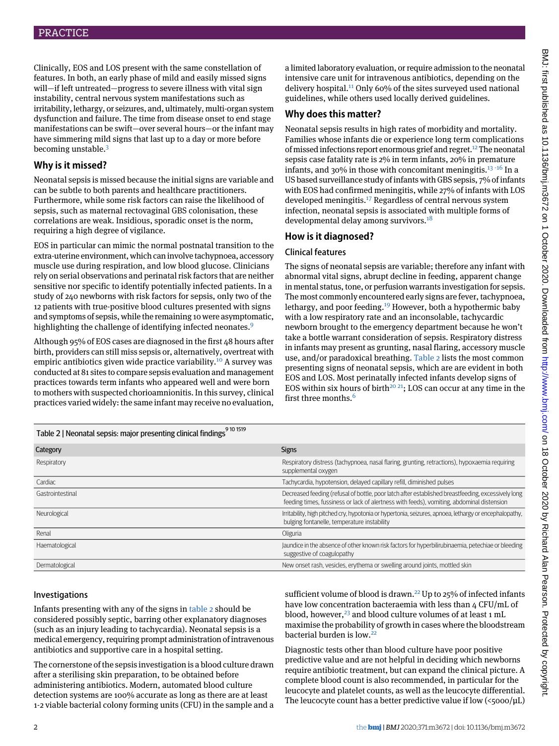Clinically, EOS and LOS present with the same constellation of features. In both, an early phase of mild and easily missed signs will—if left untreated—progress to severe illness with vital sign instability, central nervous system manifestations such as irritability, lethargy, or seizures, and, ultimately, multi-organ system dysfunction and failure. The time from disease onset to end stage manifestations can be swift—over several hours—or the infant may have simmering mild signs that last up to a day or more before becoming unstable.[3]

## Why is it missed?

Neonatal sepsis is missed because the initial signs are variable and can be subtle to both parents and healthcare practitioners. Furthermore, while some risk factors can raise the likelihood of sepsis, such as maternal rectovaginal GBS colonisation, these correlations are weak. Insidious, sporadic onset is the norm, requiring a high degree of vigilance.

EOS in particular can mimic the normal postnatal transition to the extra-uterine environment, which can involve tachypnoea, accessory muscle use during respiration, and low blood glucose. Clinicians rely on serial observations and perinatal risk factors that are neither sensitive nor specific to identify potentially infected patients. In a study of 240 newborns with risk factors for sepsis, only two of the 12 patients with true-positive blood cultures presented with signs and symptoms of sepsis, while the remaining 10 were asymptomatic, highlighting the challenge of identifying infected neonates.[9]

Although 95% of EOS cases are diagnosed in the first 48 hours after birth, providers can still miss sepsis or, alternatively, overtreat with empiric antibiotics given wide practice variability.[10] A survey was conducted at 81 sites to compare sepsis evaluation and management practices towards term infants who appeared well and were born to mothers with suspected chorioamnionitis. In this survey, clinical practices varied widely: the same infant may receive no evaluation, a limited laboratory evaluation, or require admission to the neonatal intensive care unit for intravenous antibiotics, depending on the delivery hospital.[11] Only 60% of the sites surveyed used national guidelines, while others used locally derived guidelines.

## Why does this matter?

Neonatal sepsis results in high rates of morbidity and mortality. Families whose infants die or experience long term complications of missed infections report enormous grief and regret.[12] The neonatal sepsis case fatality rate is 2% in term infants, 20% in premature infants, and 30% in those with concomitant meningitis.[13-16] In a US based surveillance study of infants with GBS sepsis, 7% of infants with EOS had confirmed meningitis, while 27% of infants with LOS developed meningitis.[17] Regardless of central nervous system infection, neonatal sepsis is associated with multiple forms of developmental delay among survivors.[18]

## How is it diagnosed?

### Clinical features

The signs of neonatal sepsis are variable; therefore any infant with abnormal vital signs, abrupt decline in feeding, apparent change in mental status, tone, or perfusion warrants investigation for sepsis. The most commonly encountered early signs are fever, tachypnoea, lethargy, and poor feeding.[19] However, both a hypothermic baby with a low respiratory rate and an inconsolable, tachycardic newborn brought to the emergency department because he won't take a bottle warrant consideration of sepsis. Respiratory distress in infants may present as grunting, nasal flaring, accessory muscle use, and/or paradoxical breathing. Table 2 lists the most common presenting signs of neonatal sepsis, which are are evident in both EOS and LOS. Most perinatally infected infants develop signs of EOS within six hours of birth[20 21]; LOS can occur at any time in the first three months.[6]

Table 2 | Neonatal sepsis: major presenting clinical findings[9 10 15 19]

| Category | Signs |
|---|---|
| Respiratory | Respiratory distress (tachypnoea, nasal flaring, grunting, retractions), hypoxaemia requiring supplemental oxygen |
| Cardiac | Tachycardia, hypotension, delayed capillary refill, diminished pulses |
| Gastrointestinal | Decreased feeding (refusal of bottle, poor latch after established breastfeeding, excessively long feeding times, fussiness or lack of alertness with feeds), vomiting, abdominal distension |
| Neurological | Irritability, high pitched cry, hypotonia or hypertonia, seizures, apnoea, lethargy or encephalopathy, bulging fontanelle, temperature instability |
| Renal | Oliguria |
| Haematological | Jaundice in the absence of other known risk factors for hyperbilirubinaemia, petechiae or bleeding suggestive of coagulopathy |
| Dermatological | New onset rash, vesicles, erythema or swelling around joints, mottled skin |

### Investigations

Infants presenting with any of the signs in table 2 should be considered possibly septic, barring other explanatory diagnoses (such as an injury leading to tachycardia). Neonatal sepsis is a medical emergency, requiring prompt administration of intravenous antibiotics and supportive care in a hospital setting.

The cornerstone of the sepsis investigation is a blood culture drawn after a sterilising skin preparation, to be obtained before administering antibiotics. Modern, automated blood culture detection systems are 100% accurate as long as there are at least 1-2 viable bacterial colony forming units (CFU) in the sample and a sufficient volume of blood is drawn.[22] Up to 25% of infected infants have low concentration bacteraemia with less than 4 CFU/mL of blood, however,[23] and blood culture volumes of at least 1 mL maximise the probability of growth in cases where the bloodstream bacterial burden is low.[22]

Diagnostic tests other than blood culture have poor positive predictive value and are not helpful in deciding which newborns require antibiotic treatment, but can expand the clinical picture. A complete blood count is also recommended, in particular for the leucocyte and platelet counts, as well as the leucocyte differential. The leucocyte count has a better predictive value if low (<5000/μL)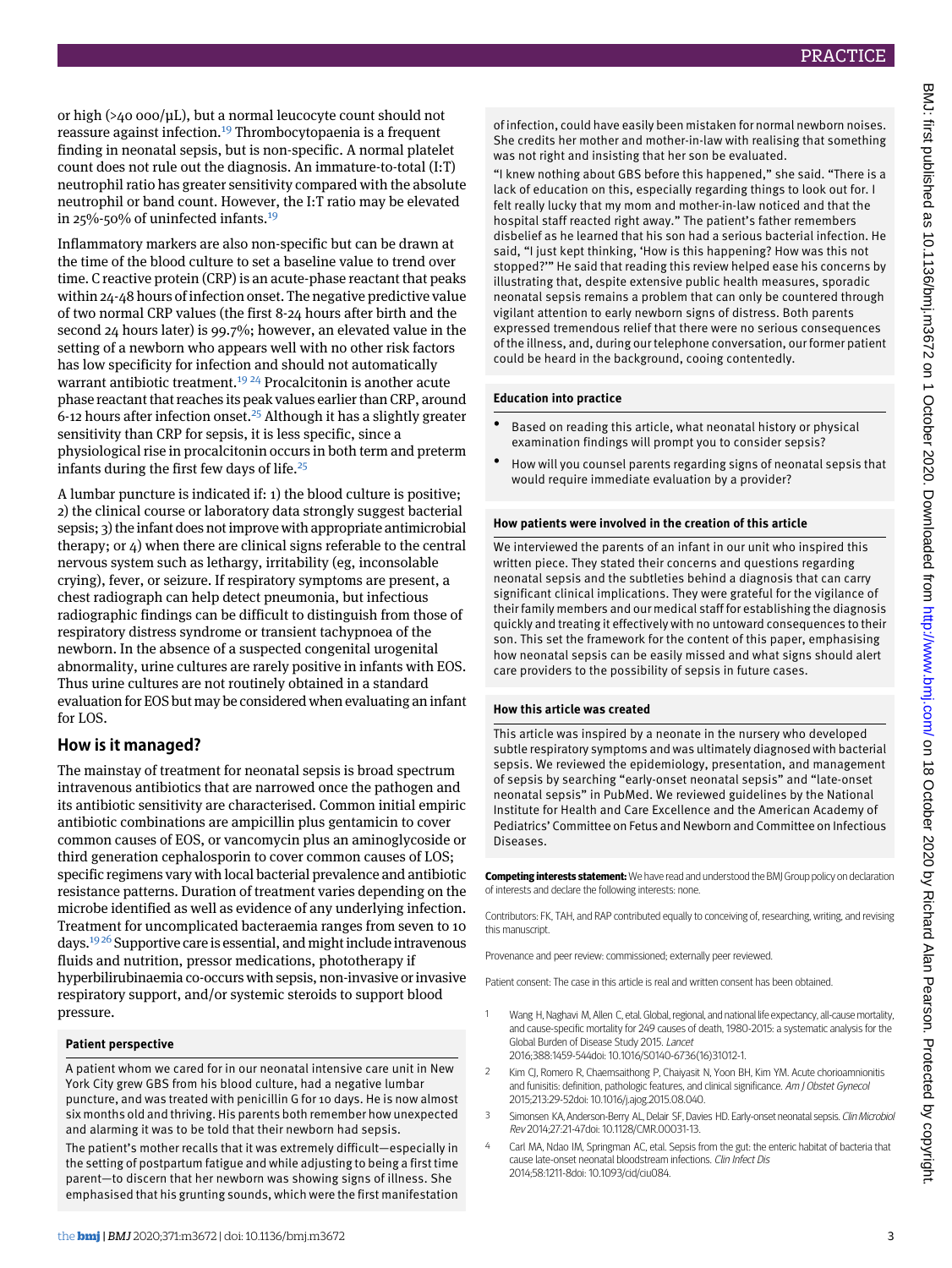or high (>40 000/µL), but a normal leucocyte count should not reassure against infection.[19] Thrombocytopaenia is a frequent finding in neonatal sepsis, but is non-specific. A normal platelet count does not rule out the diagnosis. An immature-to-total (I:T) neutrophil ratio has greater sensitivity compared with the absolute neutrophil or band count. However, the I:T ratio may be elevated in 25%-50% of uninfected infants.[19]

Inflammatory markers are also non-specific but can be drawn at the time of the blood culture to set a baseline value to trend over time. C reactive protein (CRP) is an acute-phase reactant that peaks within 24-48 hours of infection onset. The negative predictive value of two normal CRP values (the first 8-24 hours after birth and the second 24 hours later) is 99.7%; however, an elevated value in the setting of a newborn who appears well with no other risk factors has low specificity for infection and should not automatically warrant antibiotic treatment.[19,24] Procalcitonin is another acute phase reactant that reaches its peak values earlier than CRP, around 6-12 hours after infection onset.[25] Although it has a slightly greater sensitivity than CRP for sepsis, it is less specific, since a physiological rise in procalcitonin occurs in both term and preterm infants during the first few days of life.[25]

A lumbar puncture is indicated if: 1) the blood culture is positive; 2) the clinical course or laboratory data strongly suggest bacterial sepsis; 3) the infant does not improve with appropriate antimicrobial therapy; or 4) when there are clinical signs referable to the central nervous system such as lethargy, irritability (eg, inconsolable crying), fever, or seizure. If respiratory symptoms are present, a chest radiograph can help detect pneumonia, but infectious radiographic findings can be difficult to distinguish from those of respiratory distress syndrome or transient tachypnoea of the newborn. In the absence of a suspected congenital urogenital abnormality, urine cultures are rarely positive in infants with EOS. Thus urine cultures are not routinely obtained in a standard evaluation for EOS but may be considered when evaluating an infant for LOS.

## How is it managed?

The mainstay of treatment for neonatal sepsis is broad spectrum intravenous antibiotics that are narrowed once the pathogen and its antibiotic sensitivity are characterised. Common initial empiric antibiotic combinations are ampicillin plus gentamicin to cover common causes of EOS, or vancomycin plus an aminoglycoside or third generation cephalosporin to cover common causes of LOS; specific regimens vary with local bacterial prevalence and antibiotic resistance patterns. Duration of treatment varies depending on the microbe identified as well as evidence of any underlying infection. Treatment for uncomplicated bacteraemia ranges from seven to 10 days.[19,26] Supportive care is essential, and might include intravenous fluids and nutrition, pressor medications, phototherapy if hyperbilirubinaemia co-occurs with sepsis, non-invasive or invasive respiratory support, and/or systemic steroids to support blood pressure.

### Patient perspective

A patient whom we cared for in our neonatal intensive care unit in New York City grew GBS from his blood culture, had a negative lumbar puncture, and was treated with penicillin G for 10 days. He is now almost six months old and thriving. His parents both remember how unexpected and alarming it was to be told that their newborn had sepsis.

The patient's mother recalls that it was extremely difficult—especially in the setting of postpartum fatigue and while adjusting to being a first time parent—to discern that her newborn was showing signs of illness. She emphasised that his grunting sounds, which were the first manifestation of infection, could have easily been mistaken for normal newborn noises. She credits her mother and mother-in-law with realising that something was not right and insisting that her son be evaluated.

"I knew nothing about GBS before this happened," she said. "There is a lack of education on this, especially regarding things to look out for. I felt really lucky that my mom and mother-in-law noticed and that the hospital staff reacted right away." The patient's father remembers disbelief as he learned that his son had a serious bacterial infection. He said, "I just kept thinking, 'How is this happening? How was this not stopped?'" He said that reading this review helped ease his concerns by illustrating that, despite extensive public health measures, sporadic neonatal sepsis remains a problem that can only be countered through vigilant attention to early newborn signs of distress. Both parents expressed tremendous relief that there were no serious consequences of the illness, and, during our telephone conversation, our former patient could be heard in the background, cooing contentedly.

### Education into practice

- Based on reading this article, what neonatal history or physical examination findings will prompt you to consider sepsis?
- How will you counsel parents regarding signs of neonatal sepsis that would require immediate evaluation by a provider?

### How patients were involved in the creation of this article

We interviewed the parents of an infant in our unit who inspired this written piece. They stated their concerns and questions regarding neonatal sepsis and the subtleties behind a diagnosis that can carry significant clinical implications. They were grateful for the vigilance of their family members and our medical staff for establishing the diagnosis quickly and treating it effectively with no untoward consequences to their son. This set the framework for the content of this paper, emphasising how neonatal sepsis can be easily missed and what signs should alert care providers to the possibility of sepsis in future cases.

### How this article was created

This article was inspired by a neonate in the nursery who developed subtle respiratory symptoms and was ultimately diagnosed with bacterial sepsis. We reviewed the epidemiology, presentation, and management of sepsis by searching "early-onset neonatal sepsis" and "late-onset neonatal sepsis" in PubMed. We reviewed guidelines by the National Institute for Health and Care Excellence and the American Academy of Pediatrics' Committee on Fetus and Newborn and Committee on Infectious Diseases.

**Competing interests statement:** We have read and understood the BMJ Group policy on declaration of interests and declare the following interests: none.

Contributors: FK, TAH, and RAP contributed equally to conceiving of, researching, writing, and revising this manuscript.

Provenance and peer review: commissioned; externally peer reviewed.

Patient consent: The case in this article is real and written consent has been obtained.

1. Wang H, Naghavi M, Allen C, etal. Global, regional, and national life expectancy, all-cause mortality, and cause-specific mortality for 249 causes of death, 1980-2015: a systematic analysis for the Global Burden of Disease Study 2015. *Lancet* 2016;388:1459-544doi: 10.1016/S0140-6736(16)31012-1.
2. Kim CJ, Romero R, Chaemsaithong P, Chaiyasit N, Yoon BH, Kim YM. Acute chorioamnionitis and funisitis: definition, pathologic features, and clinical significance. *Am J Obstet Gynecol* 2015;213:29-52doi: 10.1016/j.ajog.2015.08.040.
3. Simonsen KA, Anderson-Berry AL, Delair SF, Davies HD. Early-onset neonatal sepsis. *Clin Microbiol Rev* 2014;27:21-47doi: 10.1128/CMR.00031-13.
4. Carl MA, Ndao IM, Springman AC, etal. Sepsis from the gut: the enteric habitat of bacteria that cause late-onset neonatal bloodstream infections. *Clin Infect Dis* 2014;58:1211-8doi: 10.1093/cid/ciu084.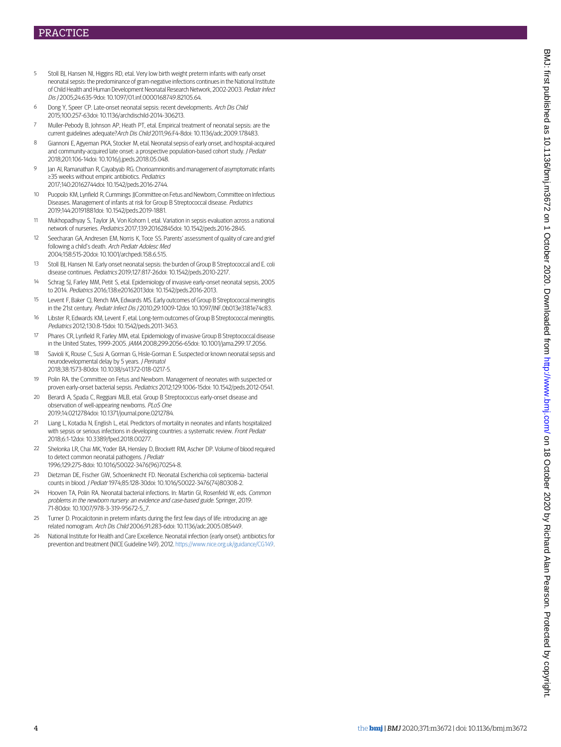5. Stoll BJ, Hansen NI, Higgins RD, etal. Very low birth weight preterm infants with early onset neonatal sepsis: the predominance of gram-negative infections continues in the National Institute of Child Health and Human Development Neonatal Research Network, 2002-2003. *Pediatr Infect Dis J* 2005;24:635-9doi: 10.1097/01.inf.0000168749.82105.64.
6. Dong Y, Speer CP. Late-onset neonatal sepsis: recent developments. *Arch Dis Child* 2015;100:257-63doi: 10.1136/archdischild-2014-306213.
7. Muller-Pebody B, Johnson AP, Heath PT, etal. Empirical treatment of neonatal sepsis: are the current guidelines adequate?*Arch Dis Child* 2011;96:F4-8doi: 10.1136/adc.2009.178483.
8. Giannoni E, Agyeman PKA, Stocker M, etal. Neonatal sepsis of early onset, and hospital-acquired and community-acquired late onset: a prospective population-based cohort study. *J Pediatr* 2018;201:106-14doi: 10.1016/j.jpeds.2018.05.048.
9. Jan AI, Ramanathan R, Cayabyab RG. Chorioamnionitis and management of asymptomatic infants ≥35 weeks without empiric antibiotics. *Pediatrics* 2017;140:20162744doi: 10.1542/peds.2016-2744.
10. Puopolo KM, Lynfield R, Cummings JJCommittee on Fetus and Newborn, Committee on Infectious Diseases. Management of infants at risk for Group B Streptococcal disease. *Pediatrics* 2019;144:20191881doi: 10.1542/peds.2019-1881.
11. Mukhopadhyay S, Taylor JA, Von Kohorn I, etal. Variation in sepsis evaluation across a national network of nurseries. *Pediatrics* 2017;139:20162845doi: 10.1542/peds.2016-2845.
12. Seecharan GA, Andresen EM, Norris K, Toce SS. Parents' assessment of quality of care and grief following a child's death. *Arch Pediatr Adolesc Med* 2004;158:515-20doi: 10.1001/archpedi.158.6.515.
13. Stoll BJ, Hansen NI. Early onset neonatal sepsis: the burden of Group B Streptococcal and E. coli disease continues. *Pediatrics* 2019;127:817-26doi: 10.1542/peds.2010-2217.
14. Schrag SJ, Farley MM, Petit S, etal. Epidemiology of invasive early-onset neonatal sepsis, 2005 to 2014. *Pediatrics* 2016;138:e20162013doi: 10.1542/peds.2016-2013.
15. Levent F, Baker CJ, Rench MA, Edwards MS. Early outcomes of Group B Streptococcal meningitis in the 21st century. *Pediatr Infect Dis J* 2010;29:1009-12doi: 10.1097/INF.0b013e3181e74c83.
16. Libster R, Edwards KM, Levent F, etal. Long-term outcomes of Group B Streptococcal meningitis. *Pediatrics* 2012;130:8-15doi: 10.1542/peds.2011-3453.
17. Phares CR, Lynfield R, Farley MM, etal. Epidemiology of invasive Group B Streptococcal disease in the United States, 1999-2005. *JAMA* 2008;299:2056-65doi: 10.1001/jama.299.17.2056.
18. Savioli K, Rouse C, Susi A, Gorman G, Hisle-Gorman E. Suspected or known neonatal sepsis and neurodevelopmental delay by 5 years. *J Perinatol* 2018;38:1573-80doi: 10.1038/s41372-018-0217-5.
19. Polin RA. the Committee on Fetus and Newborn. Management of neonates with suspected or proven early-onset bacterial sepsis. *Pediatrics* 2012;129:1006-15doi: 10.1542/peds.2012-0541.
20. Berardi A, Spada C, Reggiani MLB, etal. Group B Streptococcus early-onset disease and observation of well-appearing newborns. *PLoS One* 2019;14:0212784doi: 10.1371/journal.pone.0212784.
21. Liang L, Kotadia N, English L, etal. Predictors of mortality in neonates and infants hospitalized with sepsis or serious infections in developing countries: a systematic review. *Front Pediatr* 2018;6:1-12doi: 10.3389/fped.2018.00277.
22. Shelonka LR, Chai MK, Yoder BA, Hensley D, Brockett RM, Ascher DP. Volume of blood required to detect common neonatal pathogens. *J Pediatr* 1996;129:275-8doi: 10.1016/S0022-3476(96)70254-8.
23. Dietzman DE, Fischer GW, Schoenknecht FD. Neonatal Escherichia coli septicemia- bacterial counts in blood. *J Pediatr* 1974;85:128-30doi: 10.1016/S0022-3476(74)80308-2.
24. Hooven TA, Polin RA. Neonatal bacterial infections. In: Martin GI, Rosenfeld W, eds. *Common problems in the newborn nursery: an evidence and case-based guide*. Springer, 2019: 71-80doi: 10.1007/978-3-319-95672-5_7.
25. Turner D. Procalcitonin in preterm infants during the first few days of life: introducing an age related nomogram. *Arch Dis Child* 2006;91:283-6doi: 10.1136/adc.2005.085449.
26. National Institute for Health and Care Excellence. Neonatal infection (early onset): antibiotics for prevention and treatment (NICE Guideline 149). 2012. https://www.nice.org.uk/guidance/CG149.